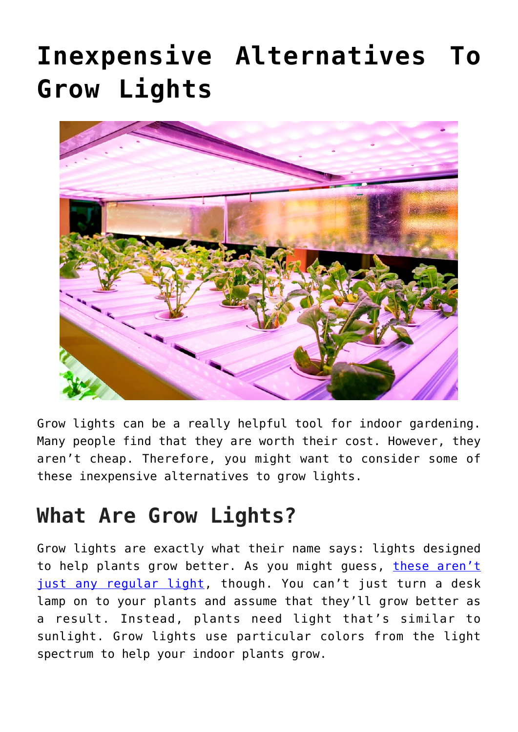# Inexpensive Alternatives To Grow Lights

Grow lights can be a really helpful tool for indoor gardening. Many people find that they are worth their cost. However, they aren't cheap. Therefore, you might want to consider some of these inexpensive alternatives to grow lights.

## What Are Grow Lights?

Grow lights are exactly what their name says: lights designed to help plants grow better. As you might guess, these aren't just any regular light, though. You can't just turn a desk lamp on to your plants and assume that they'll grow better as a result. Instead, plants need light that's similar to sunlight. Grow lights use particular colors from the light spectrum to help your indoor plants grow.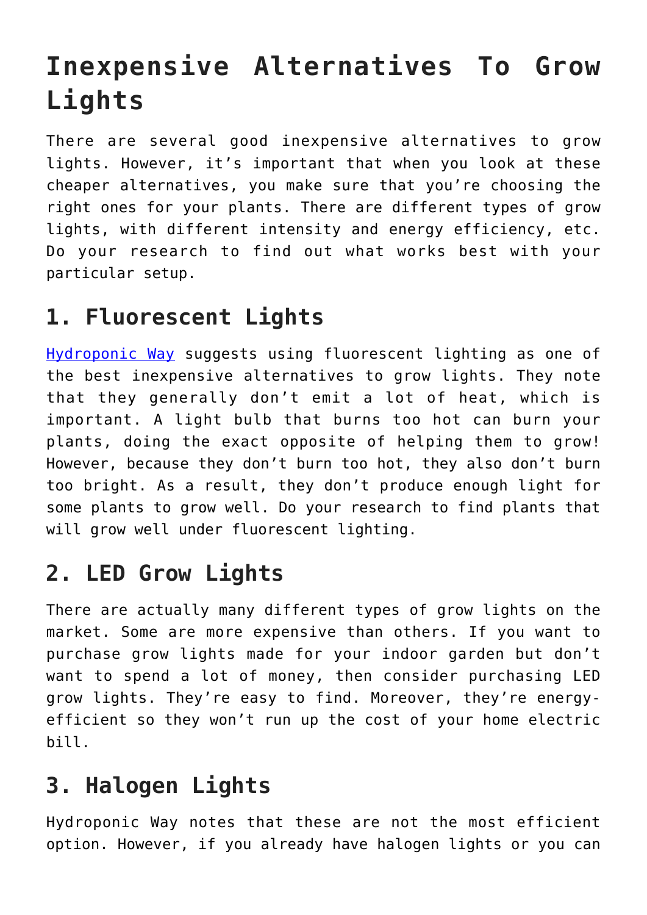# Inexpensive Alternatives To Grow Lights

There are several good inexpensive alternatives to grow lights. However, it's important that when you look at these cheaper alternatives, you make sure that you're choosing the right ones for your plants. There are different types of grow lights, with different intensity and energy efficiency, etc. Do your research to find out what works best with your particular setup.

## 1. Fluorescent Lights

[Hydroponic Way] suggests using fluorescent lighting as one of the best inexpensive alternatives to grow lights. They note that they generally don't emit a lot of heat, which is important. A light bulb that burns too hot can burn your plants, doing the exact opposite of helping them to grow! However, because they don't burn too hot, they also don't burn too bright. As a result, they don't produce enough light for some plants to grow well. Do your research to find plants that will grow well under fluorescent lighting.

## 2. LED Grow Lights

There are actually many different types of grow lights on the market. Some are more expensive than others. If you want to purchase grow lights made for your indoor garden but don't want to spend a lot of money, then consider purchasing LED grow lights. They're easy to find. Moreover, they're energy-efficient so they won't run up the cost of your home electric bill.

## 3. Halogen Lights

Hydroponic Way notes that these are not the most efficient option. However, if you already have halogen lights or you can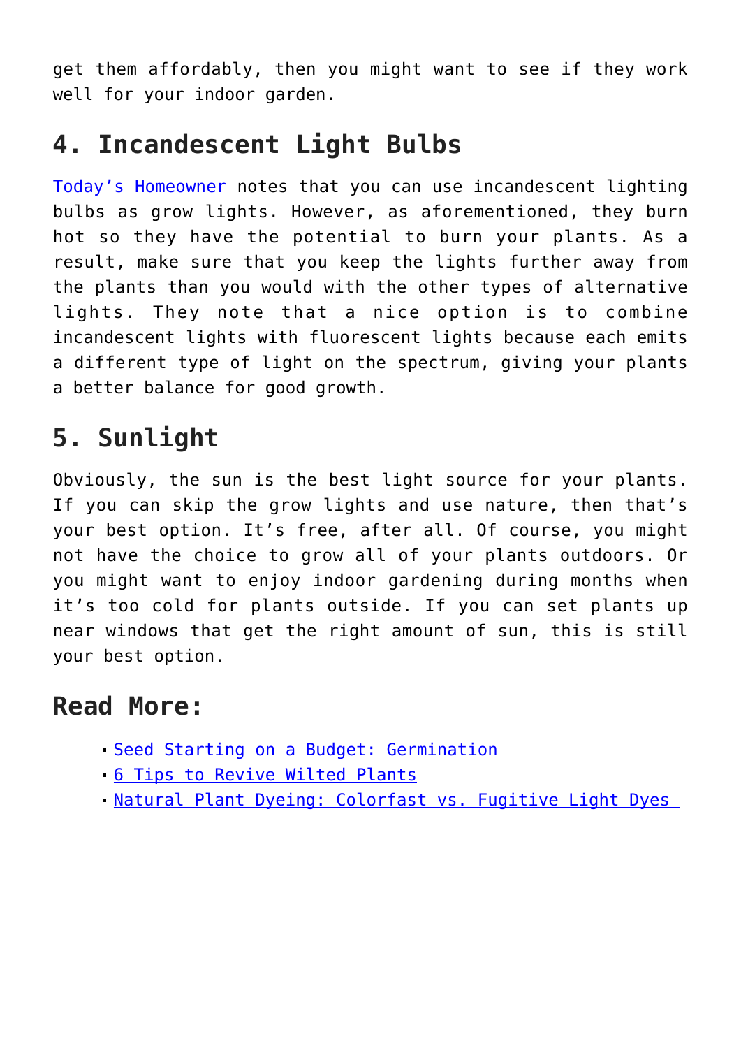get them affordably, then you might want to see if they work well for your indoor garden.

## 4. Incandescent Light Bulbs

Today's Homeowner notes that you can use incandescent lighting bulbs as grow lights. However, as aforementioned, they burn hot so they have the potential to burn your plants. As a result, make sure that you keep the lights further away from the plants than you would with the other types of alternative lights. They note that a nice option is to combine incandescent lights with fluorescent lights because each emits a different type of light on the spectrum, giving your plants a better balance for good growth.

## 5. Sunlight

Obviously, the sun is the best light source for your plants. If you can skip the grow lights and use nature, then that's your best option. It's free, after all. Of course, you might not have the choice to grow all of your plants outdoors. Or you might want to enjoy indoor gardening during months when it's too cold for plants outside. If you can set plants up near windows that get the right amount of sun, this is still your best option.

## Read More:

- Seed Starting on a Budget: Germination
- 6 Tips to Revive Wilted Plants
- Natural Plant Dyeing: Colorfast vs. Fugitive Light Dyes